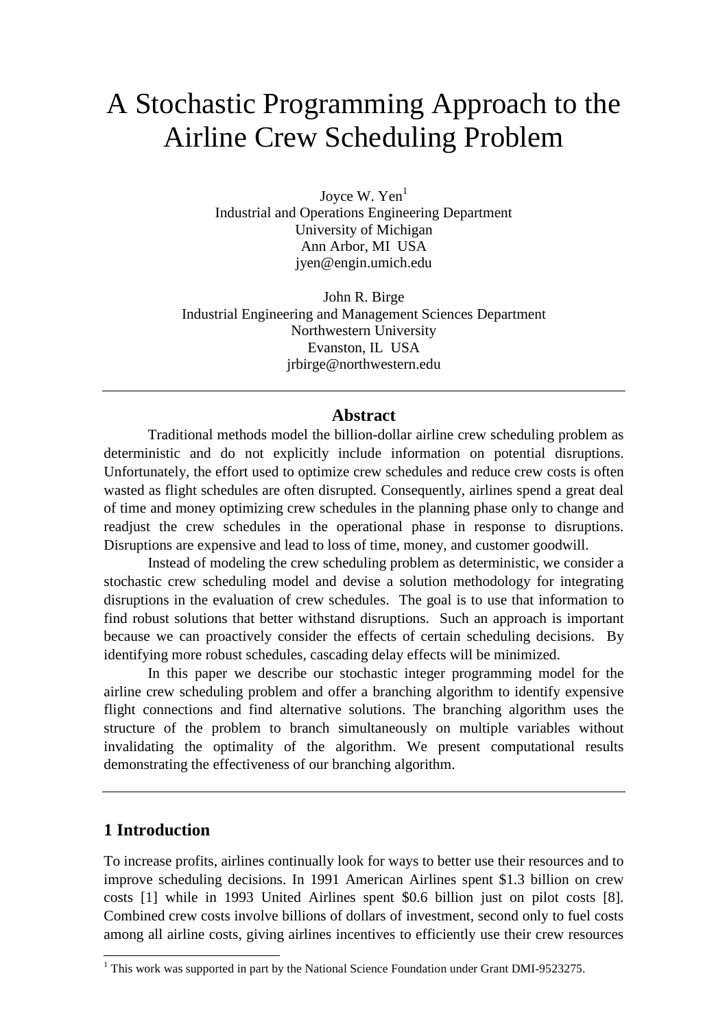# A Stochastic Programming Approach to the Airline Crew Scheduling Problem

Joyce W. Yen[1]
Industrial and Operations Engineering Department
University of Michigan
Ann Arbor, MI USA
jyen@engin.umich.edu

John R. Birge
Industrial Engineering and Management Sciences Department
Northwestern University
Evanston, IL USA
jrbirge@northwestern.edu

---

### Abstract

Traditional methods model the billion-dollar airline crew scheduling problem as deterministic and do not explicitly include information on potential disruptions. Unfortunately, the effort used to optimize crew schedules and reduce crew costs is often wasted as flight schedules are often disrupted. Consequently, airlines spend a great deal of time and money optimizing crew schedules in the planning phase only to change and readjust the crew schedules in the operational phase in response to disruptions. Disruptions are expensive and lead to loss of time, money, and customer goodwill.

Instead of modeling the crew scheduling problem as deterministic, we consider a stochastic crew scheduling model and devise a solution methodology for integrating disruptions in the evaluation of crew schedules. The goal is to use that information to find robust solutions that better withstand disruptions. Such an approach is important because we can proactively consider the effects of certain scheduling decisions. By identifying more robust schedules, cascading delay effects will be minimized.

In this paper we describe our stochastic integer programming model for the airline crew scheduling problem and offer a branching algorithm to identify expensive flight connections and find alternative solutions. The branching algorithm uses the structure of the problem to branch simultaneously on multiple variables without invalidating the optimality of the algorithm. We present computational results demonstrating the effectiveness of our branching algorithm.

---

## 1 Introduction

To increase profits, airlines continually look for ways to better use their resources and to improve scheduling decisions. In 1991 American Airlines spent $1.3 billion on crew costs [1] while in 1993 United Airlines spent $0.6 billion just on pilot costs [8]. Combined crew costs involve billions of dollars of investment, second only to fuel costs among all airline costs, giving airlines incentives to efficiently use their crew resources

[1] This work was supported in part by the National Science Foundation under Grant DMI-9523275.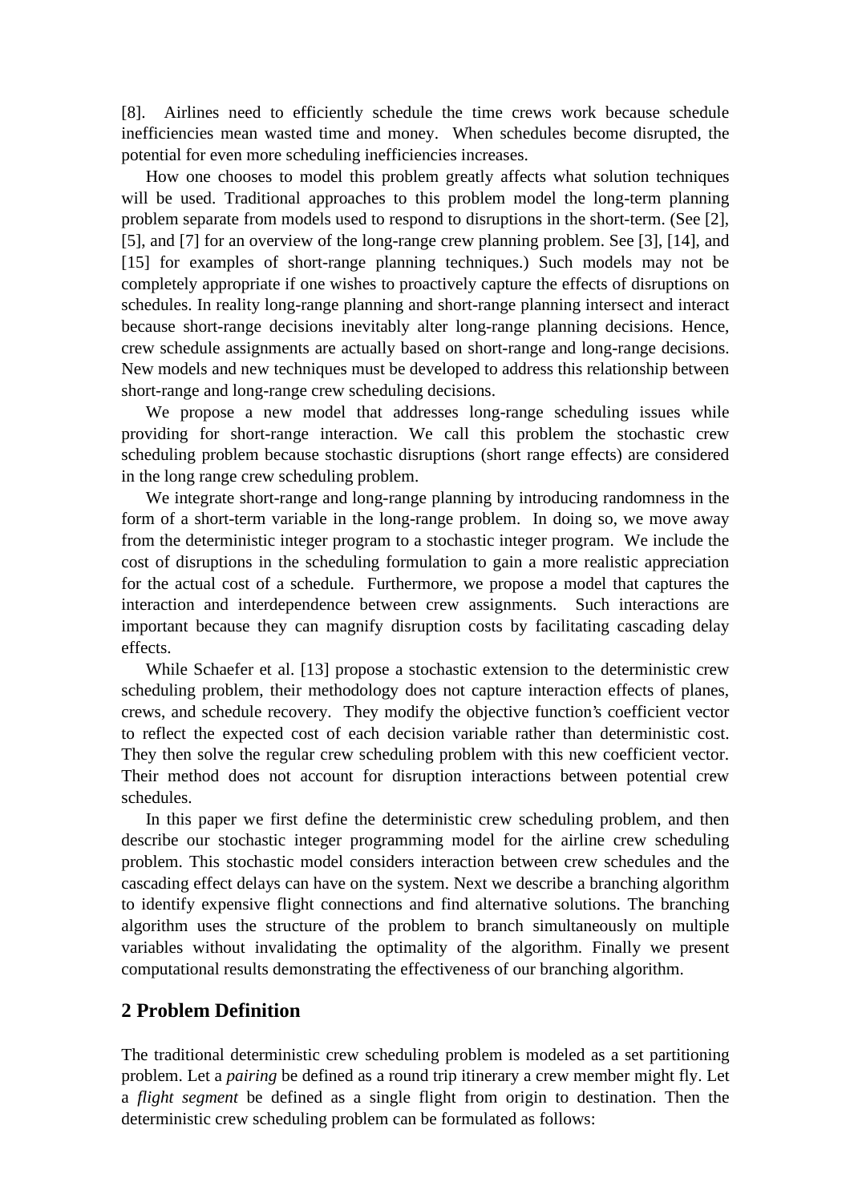[8]. Airlines need to efficiently schedule the time crews work because schedule inefficiencies mean wasted time and money. When schedules become disrupted, the potential for even more scheduling inefficiencies increases.

How one chooses to model this problem greatly affects what solution techniques will be used. Traditional approaches to this problem model the long-term planning problem separate from models used to respond to disruptions in the short-term. (See [2], [5], and [7] for an overview of the long-range crew planning problem. See [3], [14], and [15] for examples of short-range planning techniques.) Such models may not be completely appropriate if one wishes to proactively capture the effects of disruptions on schedules. In reality long-range planning and short-range planning intersect and interact because short-range decisions inevitably alter long-range planning decisions. Hence, crew schedule assignments are actually based on short-range and long-range decisions. New models and new techniques must be developed to address this relationship between short-range and long-range crew scheduling decisions.

We propose a new model that addresses long-range scheduling issues while providing for short-range interaction. We call this problem the stochastic crew scheduling problem because stochastic disruptions (short range effects) are considered in the long range crew scheduling problem.

We integrate short-range and long-range planning by introducing randomness in the form of a short-term variable in the long-range problem. In doing so, we move away from the deterministic integer program to a stochastic integer program. We include the cost of disruptions in the scheduling formulation to gain a more realistic appreciation for the actual cost of a schedule. Furthermore, we propose a model that captures the interaction and interdependence between crew assignments. Such interactions are important because they can magnify disruption costs by facilitating cascading delay effects.

While Schaefer et al. [13] propose a stochastic extension to the deterministic crew scheduling problem, their methodology does not capture interaction effects of planes, crews, and schedule recovery. They modify the objective function's coefficient vector to reflect the expected cost of each decision variable rather than deterministic cost. They then solve the regular crew scheduling problem with this new coefficient vector. Their method does not account for disruption interactions between potential crew schedules.

In this paper we first define the deterministic crew scheduling problem, and then describe our stochastic integer programming model for the airline crew scheduling problem. This stochastic model considers interaction between crew schedules and the cascading effect delays can have on the system. Next we describe a branching algorithm to identify expensive flight connections and find alternative solutions. The branching algorithm uses the structure of the problem to branch simultaneously on multiple variables without invalidating the optimality of the algorithm. Finally we present computational results demonstrating the effectiveness of our branching algorithm.

## 2 Problem Definition

The traditional deterministic crew scheduling problem is modeled as a set partitioning problem. Let a *pairing* be defined as a round trip itinerary a crew member might fly. Let a *flight segment* be defined as a single flight from origin to destination. Then the deterministic crew scheduling problem can be formulated as follows: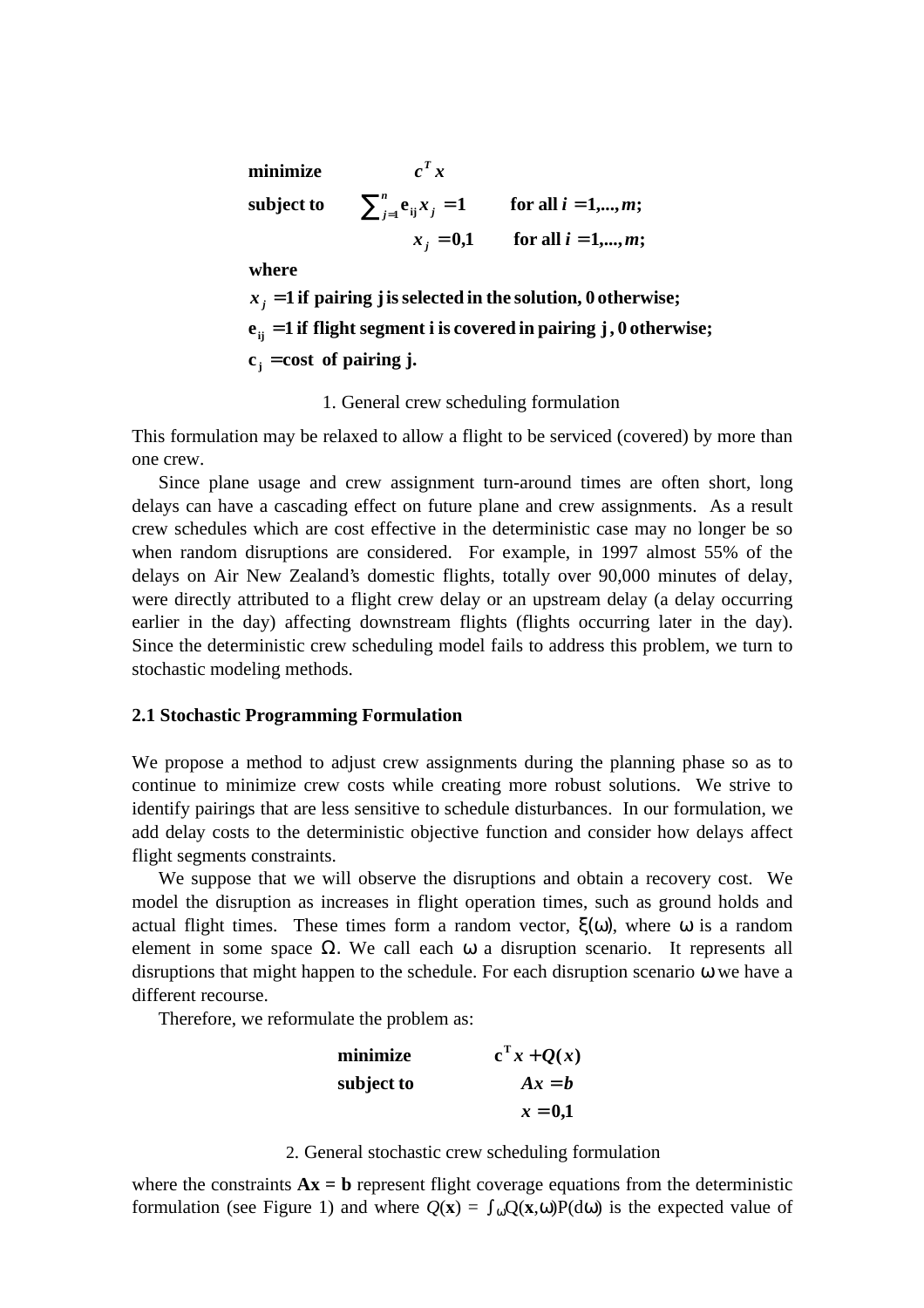$$
\begin{aligned}
&\textbf{minimize} && c^T x \\
&\textbf{subject to} && \sum_{j=1}^{n} \mathbf{e}_{ij} x_j = 1 \qquad \textbf{for all } i = 1,\ldots,m; \\
& && x_j = 0,1 \qquad \textbf{for all } i = 1,\ldots,m;
\end{aligned}
$$

**where**

$x_j = 1$ **if pairing j is selected in the solution, 0 otherwise;**

$\mathbf{e}_{ij} = 1$ **if flight segment i is covered in pairing j, 0 otherwise;**

$\mathbf{c}_j =$ **cost of pairing j.**

1. General crew scheduling formulation

This formulation may be relaxed to allow a flight to be serviced (covered) by more than one crew.

Since plane usage and crew assignment turn-around times are often short, long delays can have a cascading effect on future plane and crew assignments. As a result crew schedules which are cost effective in the deterministic case may no longer be so when random disruptions are considered. For example, in 1997 almost 55% of the delays on Air New Zealand's domestic flights, totally over 90,000 minutes of delay, were directly attributed to a flight crew delay or an upstream delay (a delay occurring earlier in the day) affecting downstream flights (flights occurring later in the day). Since the deterministic crew scheduling model fails to address this problem, we turn to stochastic modeling methods.

### 2.1 Stochastic Programming Formulation

We propose a method to adjust crew assignments during the planning phase so as to continue to minimize crew costs while creating more robust solutions. We strive to identify pairings that are less sensitive to schedule disturbances. In our formulation, we add delay costs to the deterministic objective function and consider how delays affect flight segments constraints.

We suppose that we will observe the disruptions and obtain a recovery cost. We model the disruption as increases in flight operation times, such as ground holds and actual flight times. These times form a random vector, $\xi(\omega)$, where $\omega$ is a random element in some space $\Omega$. We call each $\omega$ a disruption scenario. It represents all disruptions that might happen to the schedule. For each disruption scenario $\omega$ we have a different recourse.

Therefore, we reformulate the problem as:

$$
\begin{aligned}
&\textbf{minimize} && \mathbf{c}^T x + Q(x) \\
&\textbf{subject to} && Ax = b \\
& && x = 0,1
\end{aligned}
$$

2. General stochastic crew scheduling formulation

where the constraints $\mathbf{Ax = b}$ represent flight coverage equations from the deterministic formulation (see Figure 1) and where $Q(\mathbf{x}) = \int_{\omega} Q(\mathbf{x},\omega)P(d\omega)$ is the expected value of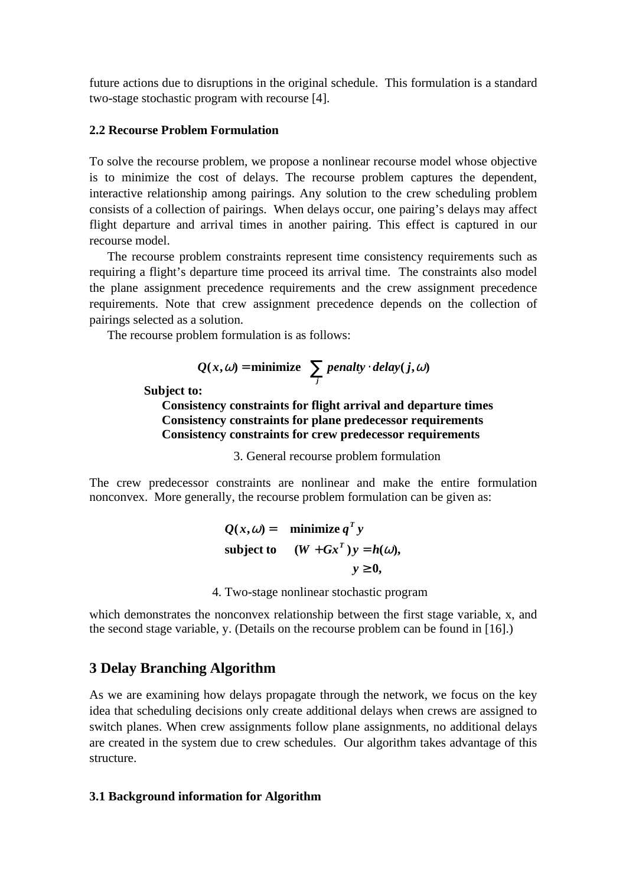future actions due to disruptions in the original schedule. This formulation is a standard two-stage stochastic program with recourse [4].

### 2.2 Recourse Problem Formulation

To solve the recourse problem, we propose a nonlinear recourse model whose objective is to minimize the cost of delays. The recourse problem captures the dependent, interactive relationship among pairings. Any solution to the crew scheduling problem consists of a collection of pairings. When delays occur, one pairing's delays may affect flight departure and arrival times in another pairing. This effect is captured in our recourse model.

The recourse problem constraints represent time consistency requirements such as requiring a flight's departure time proceed its arrival time. The constraints also model the plane assignment precedence requirements and the crew assignment precedence requirements. Note that crew assignment precedence depends on the collection of pairings selected as a solution.

The recourse problem formulation is as follows:

$$\boldsymbol{Q(x,\omega) = \textbf{minimize} \sum_{j} penalty \cdot delay(j,\omega)}$$

**Subject to:**

**Consistency constraints for flight arrival and departure times**
**Consistency constraints for plane predecessor requirements**
**Consistency constraints for crew predecessor requirements**

3. General recourse problem formulation

The crew predecessor constraints are nonlinear and make the entire formulation nonconvex. More generally, the recourse problem formulation can be given as:

$$\begin{aligned} \boldsymbol{Q(x,\omega) =} \quad & \textbf{minimize } \boldsymbol{q^T y} \\ \textbf{subject to} \quad & \boldsymbol{(W + Gx^T)y = h(\omega),} \\ & \boldsymbol{y \geq 0,} \end{aligned}$$

4. Two-stage nonlinear stochastic program

which demonstrates the nonconvex relationship between the first stage variable, x, and the second stage variable, y. (Details on the recourse problem can be found in [16].)

## 3 Delay Branching Algorithm

As we are examining how delays propagate through the network, we focus on the key idea that scheduling decisions only create additional delays when crews are assigned to switch planes. When crew assignments follow plane assignments, no additional delays are created in the system due to crew schedules. Our algorithm takes advantage of this structure.

### 3.1 Background information for Algorithm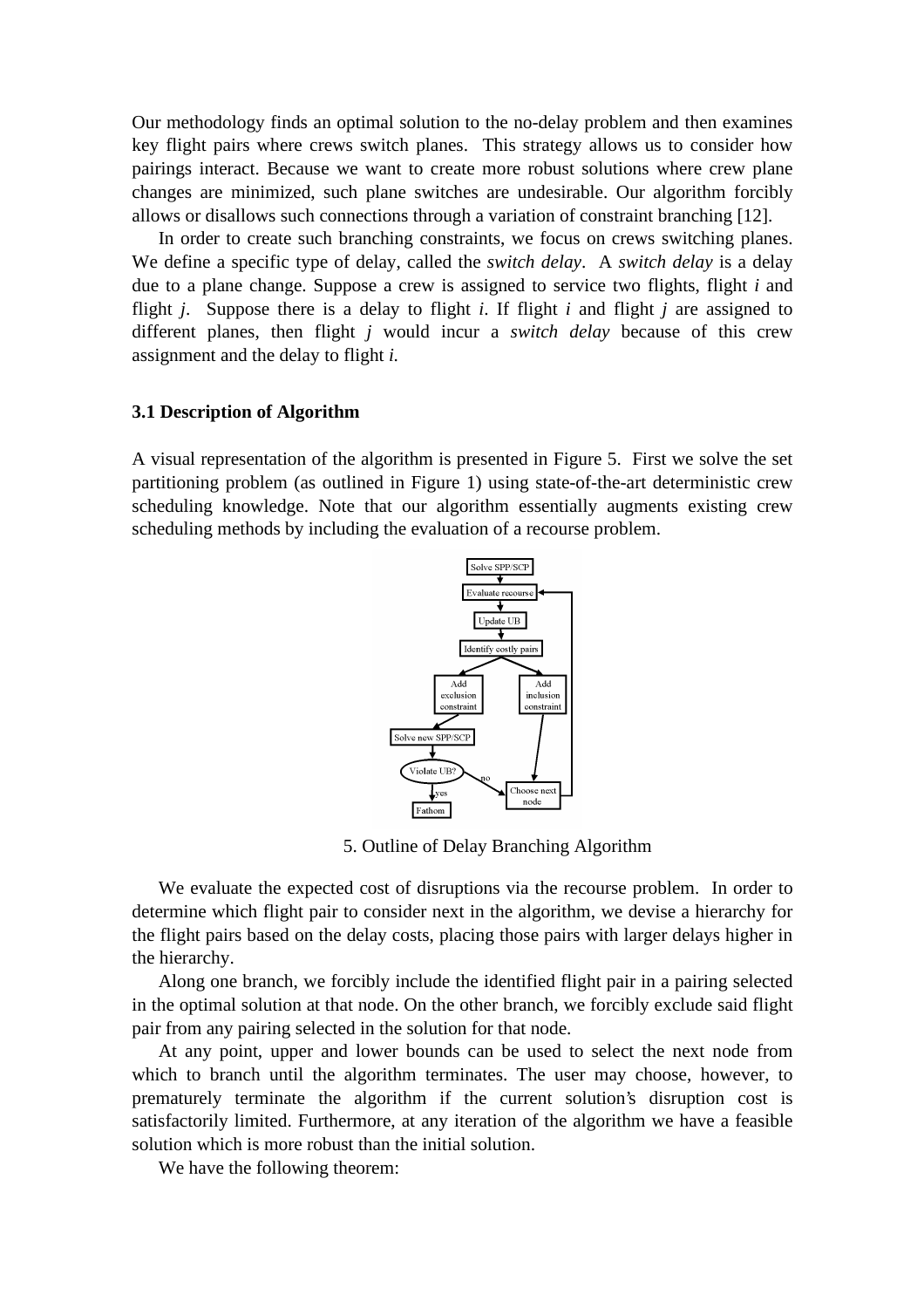Our methodology finds an optimal solution to the no-delay problem and then examines key flight pairs where crews switch planes. This strategy allows us to consider how pairings interact. Because we want to create more robust solutions where crew plane changes are minimized, such plane switches are undesirable. Our algorithm forcibly allows or disallows such connections through a variation of constraint branching [12].

In order to create such branching constraints, we focus on crews switching planes. We define a specific type of delay, called the *switch delay*. A *switch delay* is a delay due to a plane change. Suppose a crew is assigned to service two flights, flight $i$ and flight $j$. Suppose there is a delay to flight $i$. If flight $i$ and flight $j$ are assigned to different planes, then flight $j$ would incur a *switch delay* because of this crew assignment and the delay to flight $i$.

### 3.1 Description of Algorithm

A visual representation of the algorithm is presented in Figure 5. First we solve the set partitioning problem (as outlined in Figure 1) using state-of-the-art deterministic crew scheduling knowledge. Note that our algorithm essentially augments existing crew scheduling methods by including the evaluation of a recourse problem.

5. Outline of Delay Branching Algorithm

We evaluate the expected cost of disruptions via the recourse problem. In order to determine which flight pair to consider next in the algorithm, we devise a hierarchy for the flight pairs based on the delay costs, placing those pairs with larger delays higher in the hierarchy.

Along one branch, we forcibly include the identified flight pair in a pairing selected in the optimal solution at that node. On the other branch, we forcibly exclude said flight pair from any pairing selected in the solution for that node.

At any point, upper and lower bounds can be used to select the next node from which to branch until the algorithm terminates. The user may choose, however, to prematurely terminate the algorithm if the current solution's disruption cost is satisfactorily limited. Furthermore, at any iteration of the algorithm we have a feasible solution which is more robust than the initial solution.

We have the following theorem: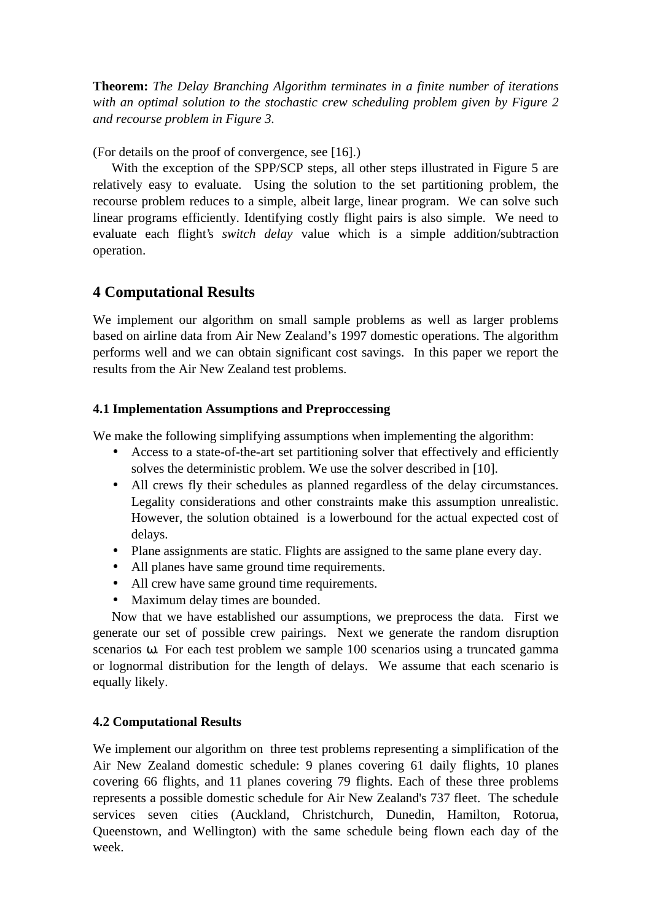**Theorem:** *The Delay Branching Algorithm terminates in a finite number of iterations with an optimal solution to the stochastic crew scheduling problem given by Figure 2 and recourse problem in Figure 3.*

(For details on the proof of convergence, see [16].)

With the exception of the SPP/SCP steps, all other steps illustrated in Figure 5 are relatively easy to evaluate. Using the solution to the set partitioning problem, the recourse problem reduces to a simple, albeit large, linear program. We can solve such linear programs efficiently. Identifying costly flight pairs is also simple. We need to evaluate each flight's *switch delay* value which is a simple addition/subtraction operation.

## 4 Computational Results

We implement our algorithm on small sample problems as well as larger problems based on airline data from Air New Zealand's 1997 domestic operations. The algorithm performs well and we can obtain significant cost savings. In this paper we report the results from the Air New Zealand test problems.

### 4.1 Implementation Assumptions and Preproccessing

We make the following simplifying assumptions when implementing the algorithm:

- Access to a state-of-the-art set partitioning solver that effectively and efficiently solves the deterministic problem. We use the solver described in [10].
- All crews fly their schedules as planned regardless of the delay circumstances. Legality considerations and other constraints make this assumption unrealistic. However, the solution obtained is a lowerbound for the actual expected cost of delays.
- Plane assignments are static. Flights are assigned to the same plane every day.
- All planes have same ground time requirements.
- All crew have same ground time requirements.
- Maximum delay times are bounded.

Now that we have established our assumptions, we preprocess the data. First we generate our set of possible crew pairings. Next we generate the random disruption scenarios $\omega$. For each test problem we sample 100 scenarios using a truncated gamma or lognormal distribution for the length of delays. We assume that each scenario is equally likely.

### 4.2 Computational Results

We implement our algorithm on three test problems representing a simplification of the Air New Zealand domestic schedule: 9 planes covering 61 daily flights, 10 planes covering 66 flights, and 11 planes covering 79 flights. Each of these three problems represents a possible domestic schedule for Air New Zealand's 737 fleet. The schedule services seven cities (Auckland, Christchurch, Dunedin, Hamilton, Rotorua, Queenstown, and Wellington) with the same schedule being flown each day of the week.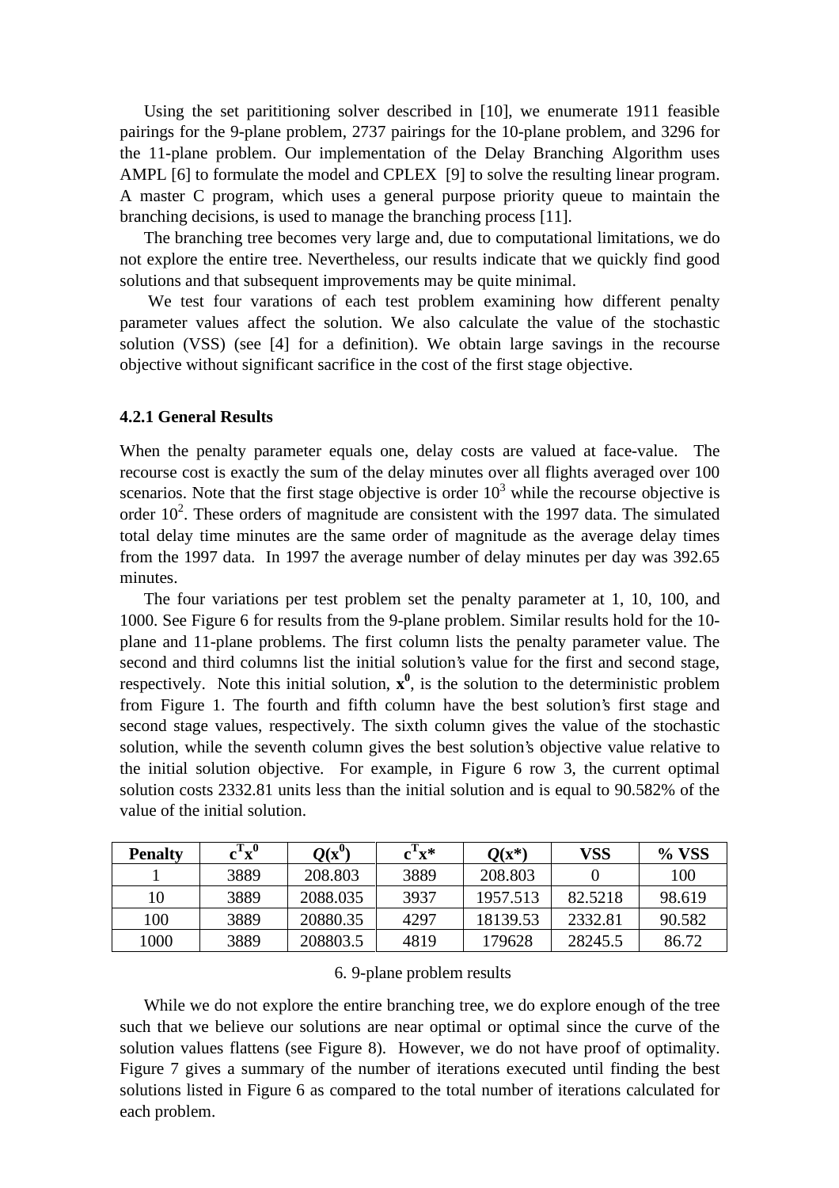Using the set parititioning solver described in [10], we enumerate 1911 feasible pairings for the 9-plane problem, 2737 pairings for the 10-plane problem, and 3296 for the 11-plane problem. Our implementation of the Delay Branching Algorithm uses AMPL [6] to formulate the model and CPLEX [9] to solve the resulting linear program. A master C program, which uses a general purpose priority queue to maintain the branching decisions, is used to manage the branching process [11].

The branching tree becomes very large and, due to computational limitations, we do not explore the entire tree. Nevertheless, our results indicate that we quickly find good solutions and that subsequent improvements may be quite minimal.

We test four varations of each test problem examining how different penalty parameter values affect the solution. We also calculate the value of the stochastic solution (VSS) (see [4] for a definition). We obtain large savings in the recourse objective without significant sacrifice in the cost of the first stage objective.

### 4.2.1 General Results

When the penalty parameter equals one, delay costs are valued at face-value. The recourse cost is exactly the sum of the delay minutes over all flights averaged over 100 scenarios. Note that the first stage objective is order $10^3$ while the recourse objective is order $10^2$. These orders of magnitude are consistent with the 1997 data. The simulated total delay time minutes are the same order of magnitude as the average delay times from the 1997 data. In 1997 the average number of delay minutes per day was 392.65 minutes.

The four variations per test problem set the penalty parameter at 1, 10, 100, and 1000. See Figure 6 for results from the 9-plane problem. Similar results hold for the 10-plane and 11-plane problems. The first column lists the penalty parameter value. The second and third columns list the initial solution's value for the first and second stage, respectively. Note this initial solution, $\mathbf{x^0}$, is the solution to the deterministic problem from Figure 1. The fourth and fifth column have the best solution's first stage and second stage values, respectively. The sixth column gives the value of the stochastic solution, while the seventh column gives the best solution's objective value relative to the initial solution objective. For example, in Figure 6 row 3, the current optimal solution costs 2332.81 units less than the initial solution and is equal to 90.582% of the value of the initial solution.

| Penalty | $\mathbf{c^T x^0}$ | $Q(\mathbf{x^0})$ | $\mathbf{c^T x^*}$ | $Q(\mathbf{x^*})$ | VSS | % VSS |
|---|---|---|---|---|---|---|
| 1 | 3889 | 208.803 | 3889 | 208.803 | 0 | 100 |
| 10 | 3889 | 2088.035 | 3937 | 1957.513 | 82.5218 | 98.619 |
| 100 | 3889 | 20880.35 | 4297 | 18139.53 | 2332.81 | 90.582 |
| 1000 | 3889 | 208803.5 | 4819 | 179628 | 28245.5 | 86.72 |

6. 9-plane problem results

While we do not explore the entire branching tree, we do explore enough of the tree such that we believe our solutions are near optimal or optimal since the curve of the solution values flattens (see Figure 8). However, we do not have proof of optimality. Figure 7 gives a summary of the number of iterations executed until finding the best solutions listed in Figure 6 as compared to the total number of iterations calculated for each problem.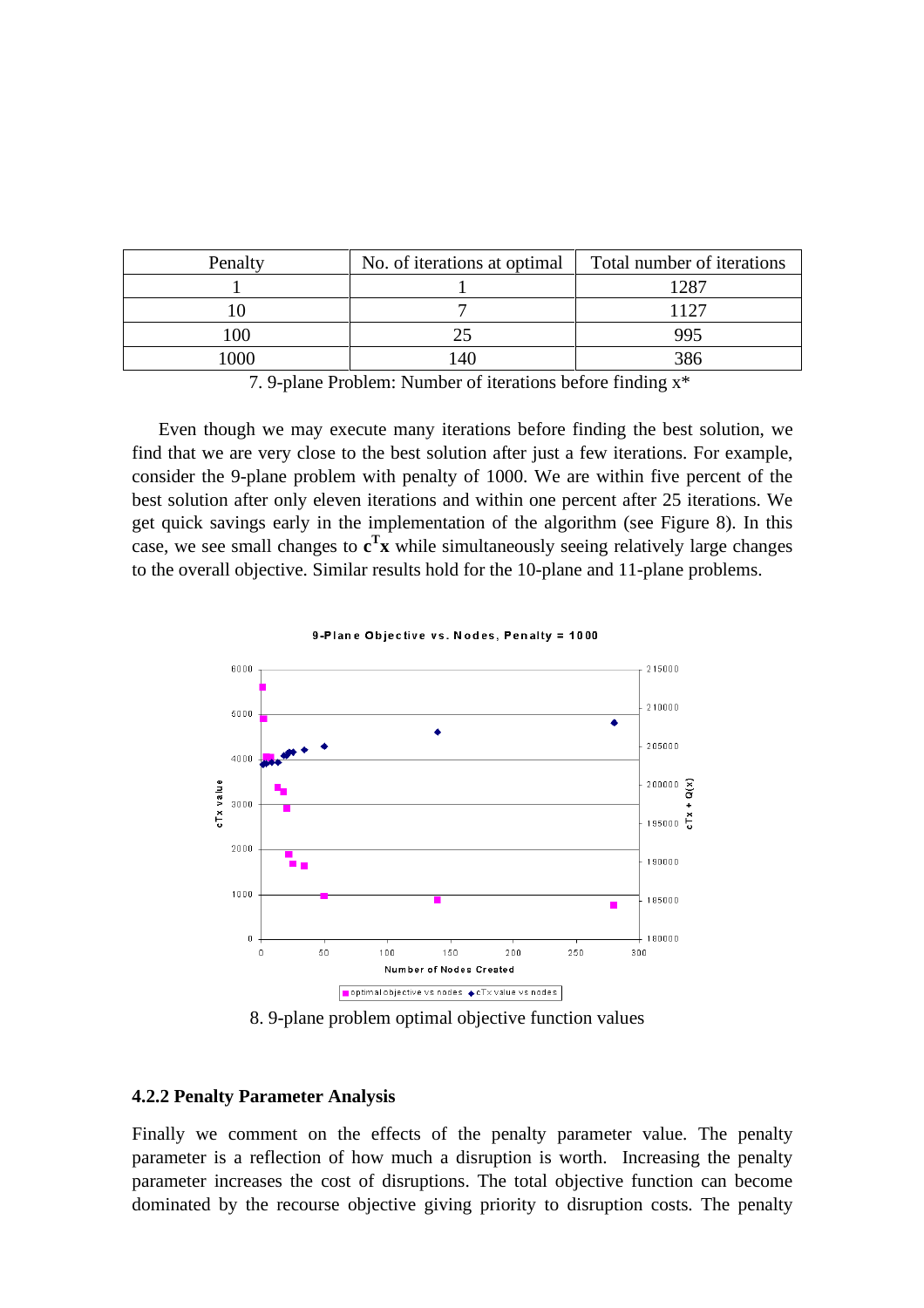| Penalty | No. of iterations at optimal | Total number of iterations |
|---|---|---|
| 1 | 1 | 1287 |
| 10 | 7 | 1127 |
| 100 | 25 | 995 |
| 1000 | 140 | 386 |

7. 9-plane Problem: Number of iterations before finding x*

Even though we may execute many iterations before finding the best solution, we find that we are very close to the best solution after just a few iterations. For example, consider the 9-plane problem with penalty of 1000. We are within five percent of the best solution after only eleven iterations and within one percent after 25 iterations. We get quick savings early in the implementation of the algorithm (see Figure 8). In this case, we see small changes to $\mathbf{c}^T\mathbf{x}$ while simultaneously seeing relatively large changes to the overall objective. Similar results hold for the 10-plane and 11-plane problems.

8. 9-plane problem optimal objective function values

#### 4.2.2 Penalty Parameter Analysis

Finally we comment on the effects of the penalty parameter value. The penalty parameter is a reflection of how much a disruption is worth. Increasing the penalty parameter increases the cost of disruptions. The total objective function can become dominated by the recourse objective giving priority to disruption costs. The penalty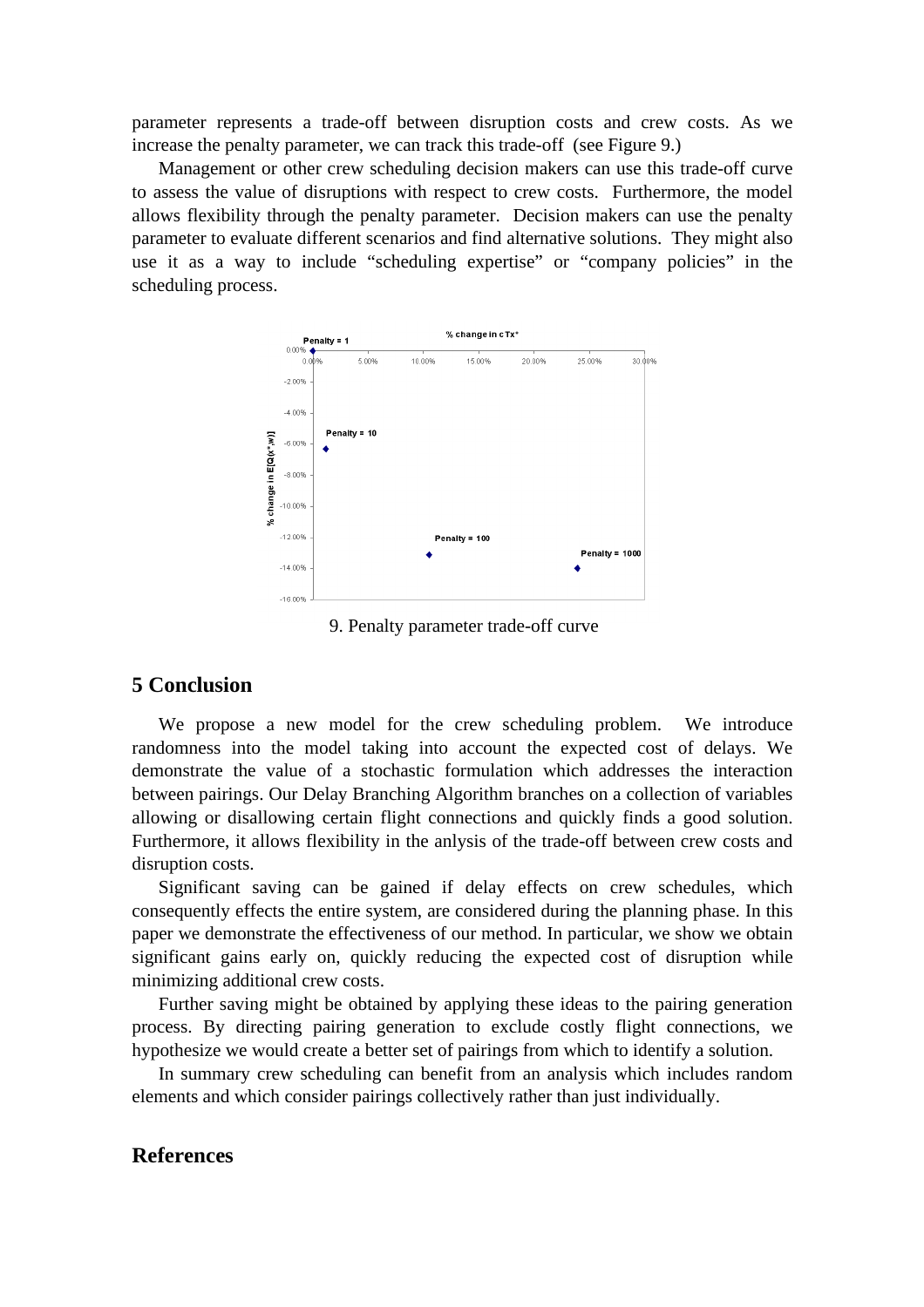parameter represents a trade-off between disruption costs and crew costs. As we increase the penalty parameter, we can track this trade-off (see Figure 9.)

Management or other crew scheduling decision makers can use this trade-off curve to assess the value of disruptions with respect to crew costs. Furthermore, the model allows flexibility through the penalty parameter. Decision makers can use the penalty parameter to evaluate different scenarios and find alternative solutions. They might also use it as a way to include "scheduling expertise" or "company policies" in the scheduling process.

9. Penalty parameter trade-off curve

## 5 Conclusion

We propose a new model for the crew scheduling problem. We introduce randomness into the model taking into account the expected cost of delays. We demonstrate the value of a stochastic formulation which addresses the interaction between pairings. Our Delay Branching Algorithm branches on a collection of variables allowing or disallowing certain flight connections and quickly finds a good solution. Furthermore, it allows flexibility in the anlysis of the trade-off between crew costs and disruption costs.

Significant saving can be gained if delay effects on crew schedules, which consequently effects the entire system, are considered during the planning phase. In this paper we demonstrate the effectiveness of our method. In particular, we show we obtain significant gains early on, quickly reducing the expected cost of disruption while minimizing additional crew costs.

Further saving might be obtained by applying these ideas to the pairing generation process. By directing pairing generation to exclude costly flight connections, we hypothesize we would create a better set of pairings from which to identify a solution.

In summary crew scheduling can benefit from an analysis which includes random elements and which consider pairings collectively rather than just individually.

## References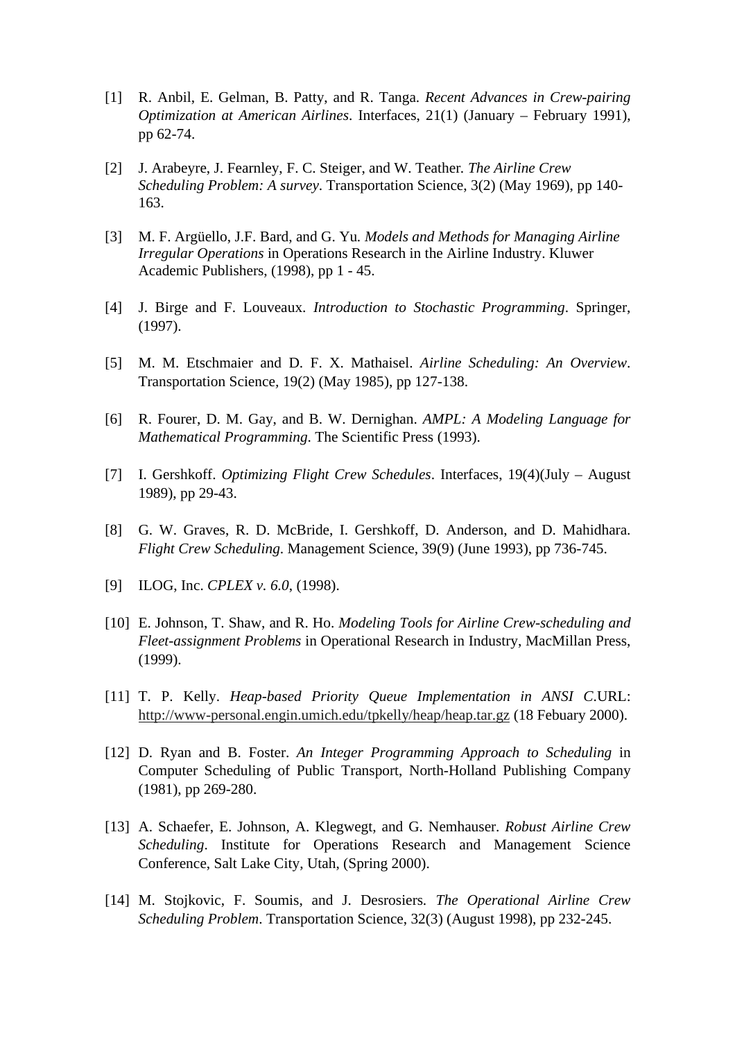[1] R. Anbil, E. Gelman, B. Patty, and R. Tanga. *Recent Advances in Crew-pairing Optimization at American Airlines*. Interfaces, 21(1) (January – February 1991), pp 62-74.

[2] J. Arabeyre, J. Fearnley, F. C. Steiger, and W. Teather. *The Airline Crew Scheduling Problem: A survey*. Transportation Science, 3(2) (May 1969), pp 140-163.

[3] M. F. Argüello, J.F. Bard, and G. Yu. *Models and Methods for Managing Airline Irregular Operations* in Operations Research in the Airline Industry. Kluwer Academic Publishers, (1998), pp 1 - 45.

[4] J. Birge and F. Louveaux. *Introduction to Stochastic Programming*. Springer, (1997).

[5] M. M. Etschmaier and D. F. X. Mathaisel. *Airline Scheduling: An Overview*. Transportation Science, 19(2) (May 1985), pp 127-138.

[6] R. Fourer, D. M. Gay, and B. W. Dernighan. *AMPL: A Modeling Language for Mathematical Programming*. The Scientific Press (1993).

[7] I. Gershkoff. *Optimizing Flight Crew Schedules*. Interfaces, 19(4)(July – August 1989), pp 29-43.

[8] G. W. Graves, R. D. McBride, I. Gershkoff, D. Anderson, and D. Mahidhara. *Flight Crew Scheduling*. Management Science, 39(9) (June 1993), pp 736-745.

[9] ILOG, Inc. *CPLEX v. 6.0*, (1998).

[10] E. Johnson, T. Shaw, and R. Ho. *Modeling Tools for Airline Crew-scheduling and Fleet-assignment Problems* in Operational Research in Industry, MacMillan Press, (1999).

[11] T. P. Kelly. *Heap-based Priority Queue Implementation in ANSI C*.URL: http://www-personal.engin.umich.edu/tpkelly/heap/heap.tar.gz (18 Febuary 2000).

[12] D. Ryan and B. Foster. *An Integer Programming Approach to Scheduling* in Computer Scheduling of Public Transport, North-Holland Publishing Company (1981), pp 269-280.

[13] A. Schaefer, E. Johnson, A. Klegwegt, and G. Nemhauser. *Robust Airline Crew Scheduling*. Institute for Operations Research and Management Science Conference, Salt Lake City, Utah, (Spring 2000).

[14] M. Stojkovic, F. Soumis, and J. Desrosiers. *The Operational Airline Crew Scheduling Problem*. Transportation Science, 32(3) (August 1998), pp 232-245.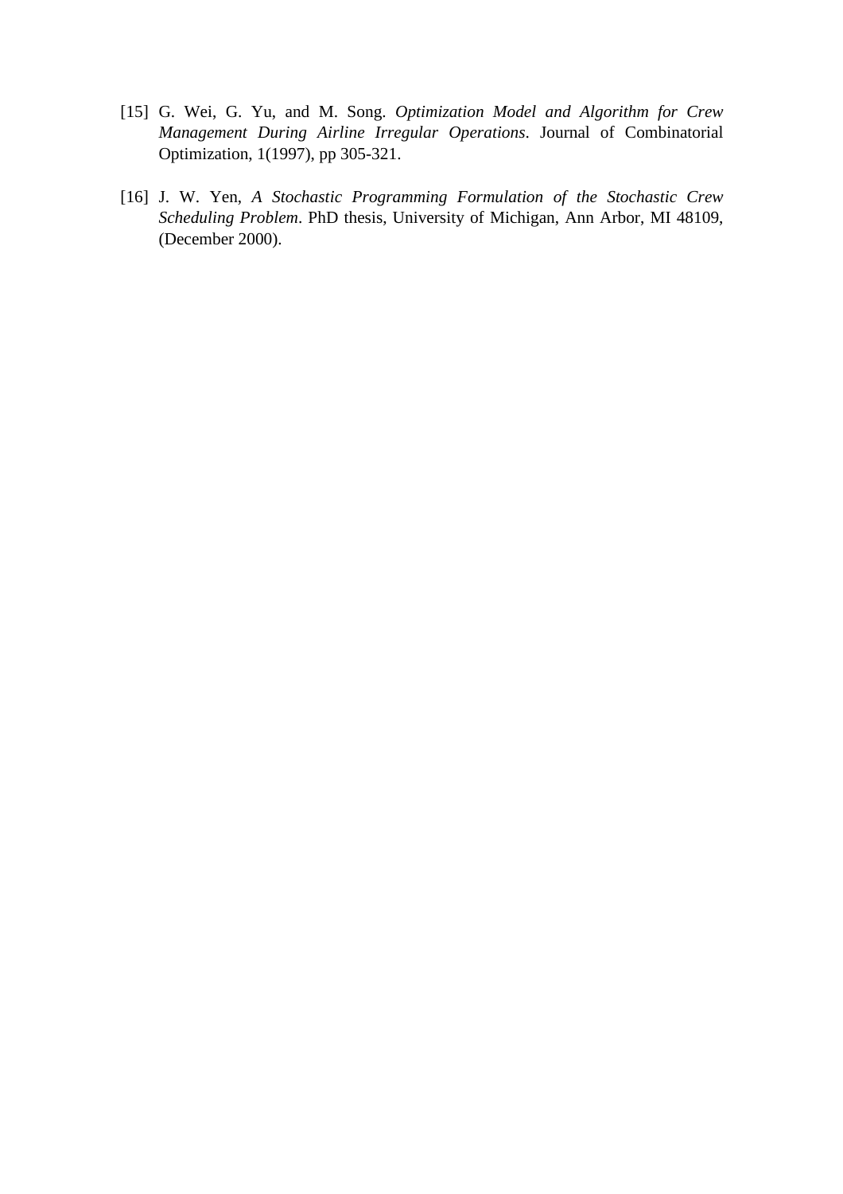[15] G. Wei, G. Yu, and M. Song. *Optimization Model and Algorithm for Crew Management During Airline Irregular Operations*. Journal of Combinatorial Optimization, 1(1997), pp 305-321.

[16] J. W. Yen, *A Stochastic Programming Formulation of the Stochastic Crew Scheduling Problem*. PhD thesis, University of Michigan, Ann Arbor, MI 48109, (December 2000).